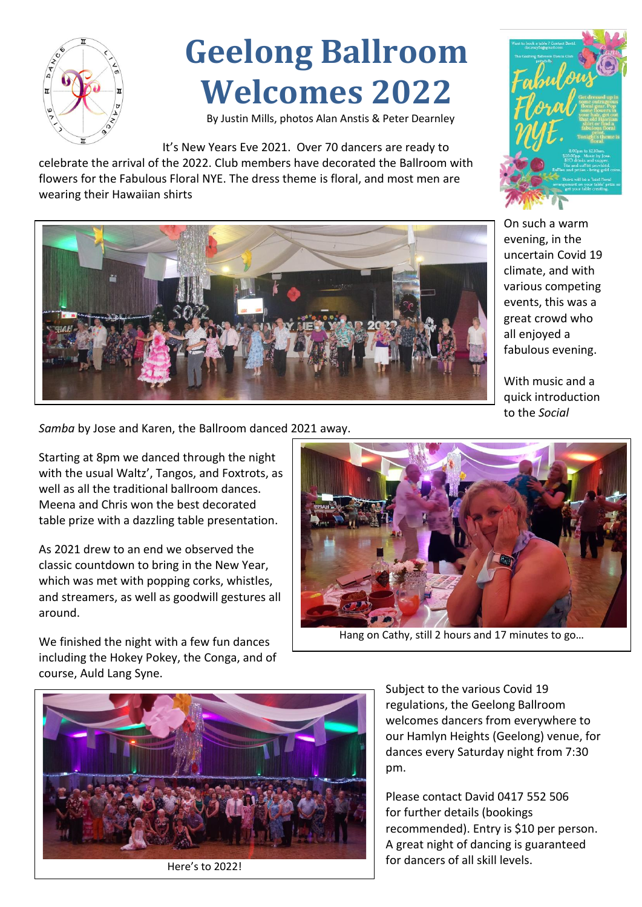# Geelong Ballroom Welcomes 2022

By Justin Mills, photos Alan Anstis & Peter Dearnley

It's New Years Eve 2021. Over 70 dancers are ready to celebrate the arrival of the 2022. Club members have decorated the Ballroom with flowers for the Fabulous Floral NYE. The dress theme is floral, and most men are wearing their Hawaiian shirts

On such a warm evening, in the uncertain Covid 19 climate, and with various competing events, this was a great crowd who all enjoyed a fabulous evening.

With music and a quick introduction to the *Social Samba* by Jose and Karen, the Ballroom danced 2021 away.

Starting at 8pm we danced through the night with the usual Waltz', Tangos, and Foxtrots, as well as all the traditional ballroom dances. Meena and Chris won the best decorated table prize with a dazzling table presentation.

As 2021 drew to an end we observed the classic countdown to bring in the New Year, which was met with popping corks, whistles, and streamers, as well as goodwill gestures all around.

We finished the night with a few fun dances including the Hokey Pokey, the Conga, and of course, Auld Lang Syne.

Hang on Cathy, still 2 hours and 17 minutes to go…

Here's to 2022!

Subject to the various Covid 19 regulations, the Geelong Ballroom welcomes dancers from everywhere to our Hamlyn Heights (Geelong) venue, for dances every Saturday night from 7:30 pm.

Please contact David 0417 552 506 for further details (bookings recommended). Entry is $10 per person. A great night of dancing is guaranteed for dancers of all skill levels.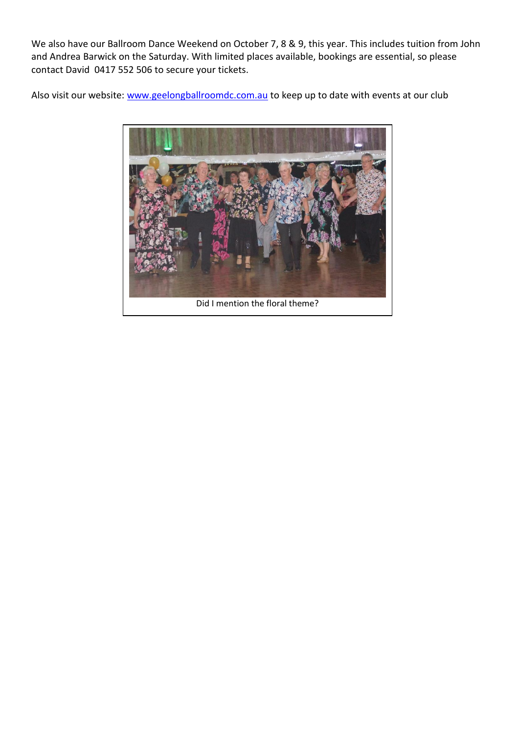We also have our Ballroom Dance Weekend on October 7, 8 & 9, this year. This includes tuition from John and Andrea Barwick on the Saturday. With limited places available, bookings are essential, so please contact David 0417 552 506 to secure your tickets.

Also visit our website: [www.geelongballroomdc.com.au](http://www.geelongballroomdc.com.au) to keep up to date with events at our club

Did I mention the floral theme?